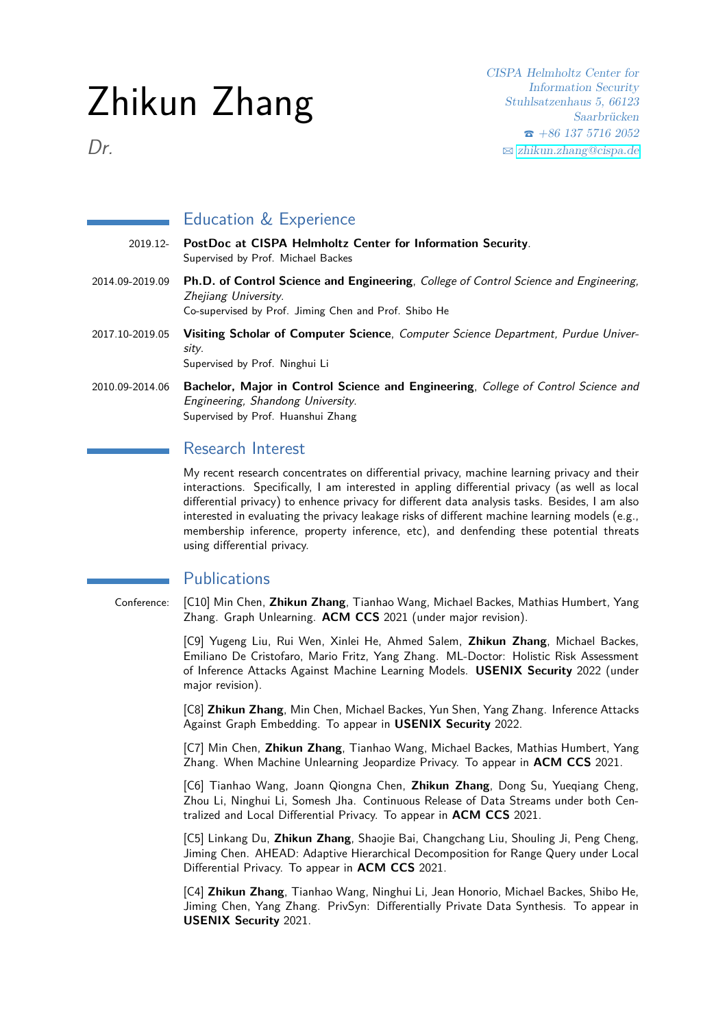# Zhikun Zhang

*Dr.*

*CISPA Helmholtz Center for Information Security*
*Stuhlsatzenhaus 5, 66123*
*Saarbrücken*
☎ *+86 137 5716 2052*
✉ zhikun.zhang@cispa.de

## Education & Experience

2019.12- **PostDoc at CISPA Helmholtz Center for Information Security**.
Supervised by Prof. Michael Backes

2014.09-2019.09 **Ph.D. of Control Science and Engineering**, *College of Control Science and Engineering, Zhejiang University*.
Co-supervised by Prof. Jiming Chen and Prof. Shibo He

2017.10-2019.05 **Visiting Scholar of Computer Science**, *Computer Science Department, Purdue University*.
Supervised by Prof. Ninghui Li

2010.09-2014.06 **Bachelor, Major in Control Science and Engineering**, *College of Control Science and Engineering, Shandong University*.
Supervised by Prof. Huanshui Zhang

## Research Interest

My recent research concentrates on differential privacy, machine learning privacy and their interactions. Specifically, I am interested in appling differential privacy (as well as local differential privacy) to enhence privacy for different data analysis tasks. Besides, I am also interested in evaluating the privacy leakage risks of different machine learning models (e.g., membership inference, property inference, etc), and denfending these potential threats using differential privacy.

## Publications

Conference:

[C10] Min Chen, **Zhikun Zhang**, Tianhao Wang, Michael Backes, Mathias Humbert, Yang Zhang. Graph Unlearning. **ACM CCS** 2021 (under major revision).

[C9] Yugeng Liu, Rui Wen, Xinlei He, Ahmed Salem, **Zhikun Zhang**, Michael Backes, Emiliano De Cristofaro, Mario Fritz, Yang Zhang. ML-Doctor: Holistic Risk Assessment of Inference Attacks Against Machine Learning Models. **USENIX Security** 2022 (under major revision).

[C8] **Zhikun Zhang**, Min Chen, Michael Backes, Yun Shen, Yang Zhang. Inference Attacks Against Graph Embedding. To appear in **USENIX Security** 2022.

[C7] Min Chen, **Zhikun Zhang**, Tianhao Wang, Michael Backes, Mathias Humbert, Yang Zhang. When Machine Unlearning Jeopardize Privacy. To appear in **ACM CCS** 2021.

[C6] Tianhao Wang, Joann Qiongna Chen, **Zhikun Zhang**, Dong Su, Yueqiang Cheng, Zhou Li, Ninghui Li, Somesh Jha. Continuous Release of Data Streams under both Centralized and Local Differential Privacy. To appear in **ACM CCS** 2021.

[C5] Linkang Du, **Zhikun Zhang**, Shaojie Bai, Changchang Liu, Shouling Ji, Peng Cheng, Jiming Chen. AHEAD: Adaptive Hierarchical Decomposition for Range Query under Local Differential Privacy. To appear in **ACM CCS** 2021.

[C4] **Zhikun Zhang**, Tianhao Wang, Ninghui Li, Jean Honorio, Michael Backes, Shibo He, Jiming Chen, Yang Zhang. PrivSyn: Differentially Private Data Synthesis. To appear in **USENIX Security** 2021.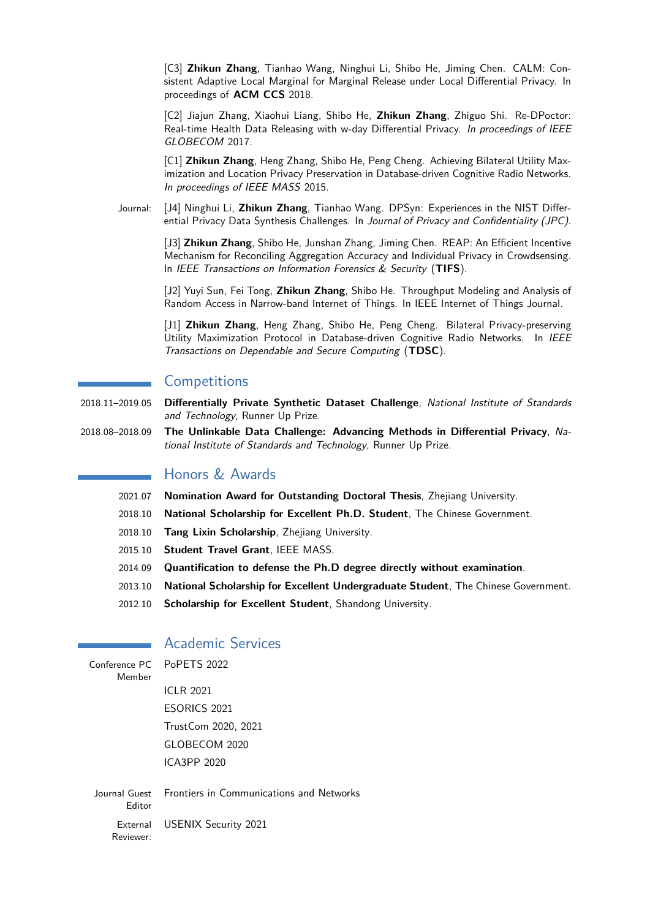[C3] **Zhikun Zhang**, Tianhao Wang, Ninghui Li, Shibo He, Jiming Chen. CALM: Consistent Adaptive Local Marginal for Marginal Release under Local Differential Privacy. In proceedings of **ACM CCS** 2018.

[C2] Jiajun Zhang, Xiaohui Liang, Shibo He, **Zhikun Zhang**, Zhiguo Shi. Re-DPoctor: Real-time Health Data Releasing with w-day Differential Privacy. *In proceedings of IEEE GLOBECOM* 2017.

[C1] **Zhikun Zhang**, Heng Zhang, Shibo He, Peng Cheng. Achieving Bilateral Utility Maximization and Location Privacy Preservation in Database-driven Cognitive Radio Networks. *In proceedings of IEEE MASS* 2015.

Journal:

[J4] Ninghui Li, **Zhikun Zhang**, Tianhao Wang. DPSyn: Experiences in the NIST Differential Privacy Data Synthesis Challenges. In *Journal of Privacy and Confidentiality (JPC)*.

[J3] **Zhikun Zhang**, Shibo He, Junshan Zhang, Jiming Chen. REAP: An Efficient Incentive Mechanism for Reconciling Aggregation Accuracy and Individual Privacy in Crowdsensing. In *IEEE Transactions on Information Forensics & Security* (**TIFS**).

[J2] Yuyi Sun, Fei Tong, **Zhikun Zhang**, Shibo He. Throughput Modeling and Analysis of Random Access in Narrow-band Internet of Things. In IEEE Internet of Things Journal.

[J1] **Zhikun Zhang**, Heng Zhang, Shibo He, Peng Cheng. Bilateral Privacy-preserving Utility Maximization Protocol in Database-driven Cognitive Radio Networks. In *IEEE Transactions on Dependable and Secure Computing* (**TDSC**).

## Competitions

2018.11–2019.05 **Differentially Private Synthetic Dataset Challenge**, *National Institute of Standards and Technology*, Runner Up Prize.

2018.08–2018.09 **The Unlinkable Data Challenge: Advancing Methods in Differential Privacy**, *National Institute of Standards and Technology*, Runner Up Prize.

## Honors & Awards

2021.07 **Nomination Award for Outstanding Doctoral Thesis**, Zhejiang University.

2018.10 **National Scholarship for Excellent Ph.D. Student**, The Chinese Government.

2018.10 **Tang Lixin Scholarship**, Zhejiang University.

2015.10 **Student Travel Grant**, IEEE MASS.

2014.09 **Quantification to defense the Ph.D degree directly without examination**.

2013.10 **National Scholarship for Excellent Undergraduate Student**, The Chinese Government.

2012.10 **Scholarship for Excellent Student**, Shandong University.

## Academic Services

Conference PC Member

PoPETS 2022

ICLR 2021

ESORICS 2021

TrustCom 2020, 2021

GLOBECOM 2020

ICA3PP 2020

Journal Guest Editor

Frontiers in Communications and Networks

External Reviewer:

USENIX Security 2021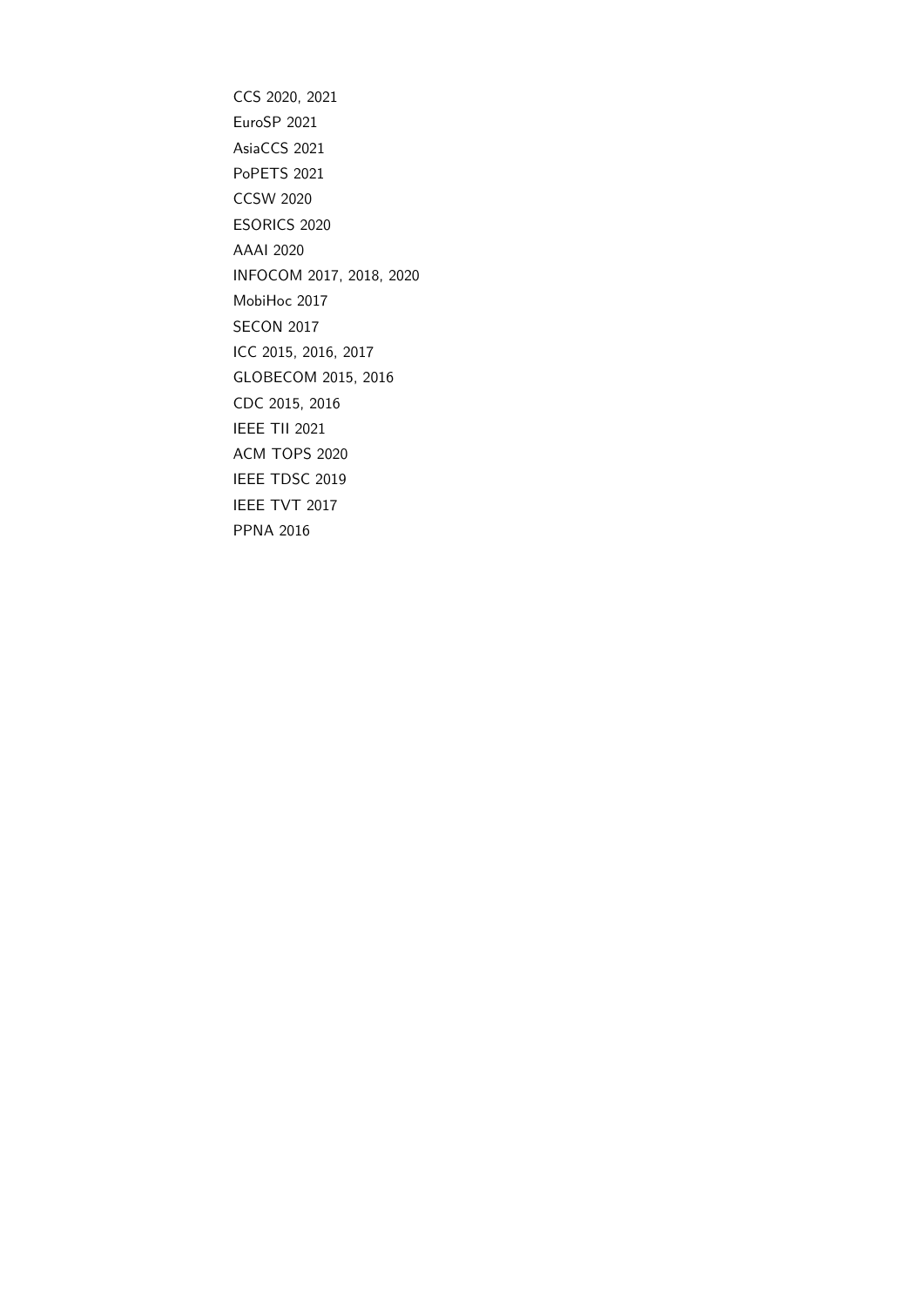CCS 2020, 2021

EuroSP 2021

AsiaCCS 2021

PoPETS 2021

CCSW 2020

ESORICS 2020

AAAI 2020

INFOCOM 2017, 2018, 2020

MobiHoc 2017

SECON 2017

ICC 2015, 2016, 2017

GLOBECOM 2015, 2016

CDC 2015, 2016

IEEE TII 2021

ACM TOPS 2020

IEEE TDSC 2019

IEEE TVT 2017

PPNA 2016